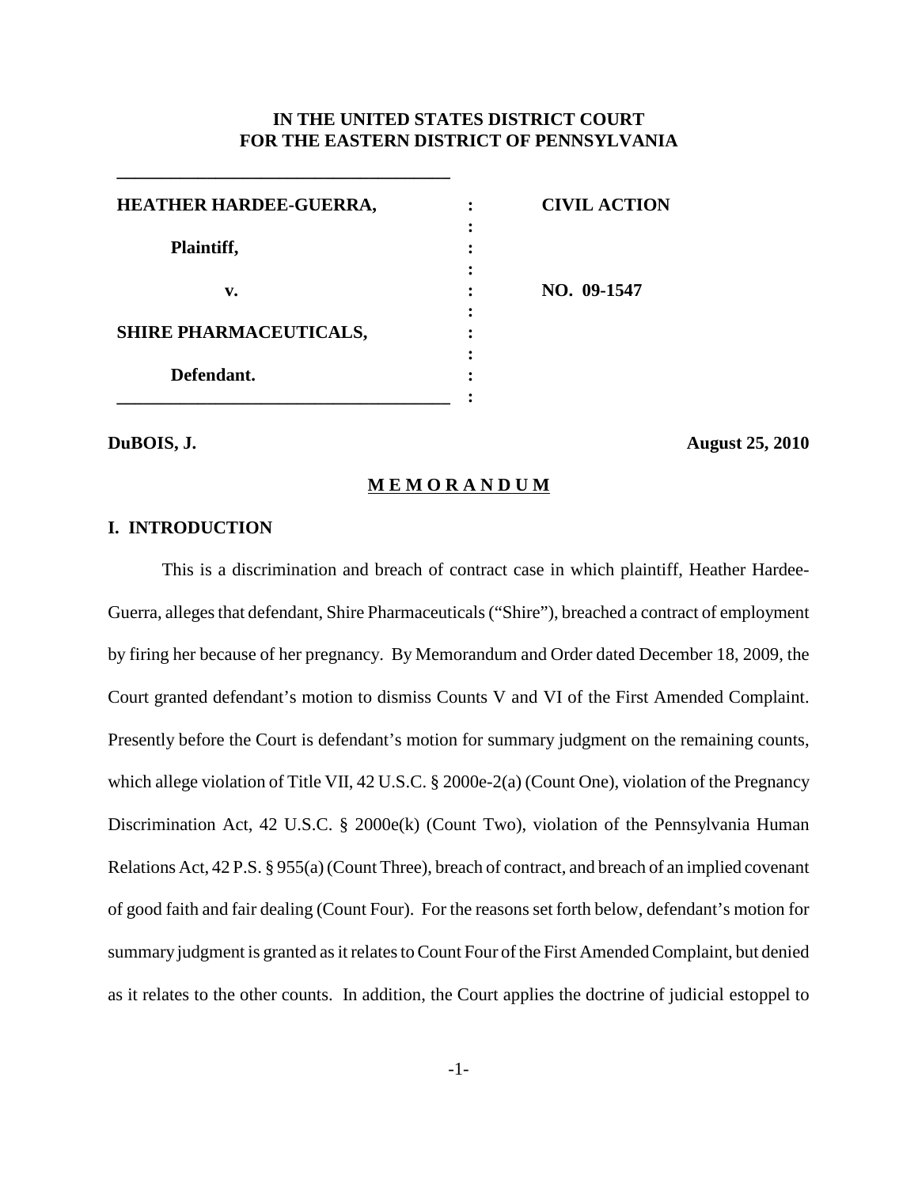**IN THE UNITED STATES DISTRICT COURT**
**FOR THE EASTERN DISTRICT OF PENNSYLVANIA**

| | | |
|---|---|---|
| **HEATHER HARDEE-GUERRA,** | : | **CIVIL ACTION** |
| **Plaintiff,** | : | |
| **v.** | : | **NO. 09-1547** |
| **SHIRE PHARMACEUTICALS,** | : | |
| **Defendant.** | : | |

**DuBOIS, J.** **August 25, 2010**

## MEMORANDUM

### I. INTRODUCTION

This is a discrimination and breach of contract case in which plaintiff, Heather Hardee-Guerra, alleges that defendant, Shire Pharmaceuticals ("Shire"), breached a contract of employment by firing her because of her pregnancy. By Memorandum and Order dated December 18, 2009, the Court granted defendant's motion to dismiss Counts V and VI of the First Amended Complaint. Presently before the Court is defendant's motion for summary judgment on the remaining counts, which allege violation of Title VII, 42 U.S.C. § 2000e-2(a) (Count One), violation of the Pregnancy Discrimination Act, 42 U.S.C. § 2000e(k) (Count Two), violation of the Pennsylvania Human Relations Act, 42 P.S. § 955(a) (Count Three), breach of contract, and breach of an implied covenant of good faith and fair dealing (Count Four). For the reasons set forth below, defendant's motion for summary judgment is granted as it relates to Count Four of the First Amended Complaint, but denied as it relates to the other counts. In addition, the Court applies the doctrine of judicial estoppel to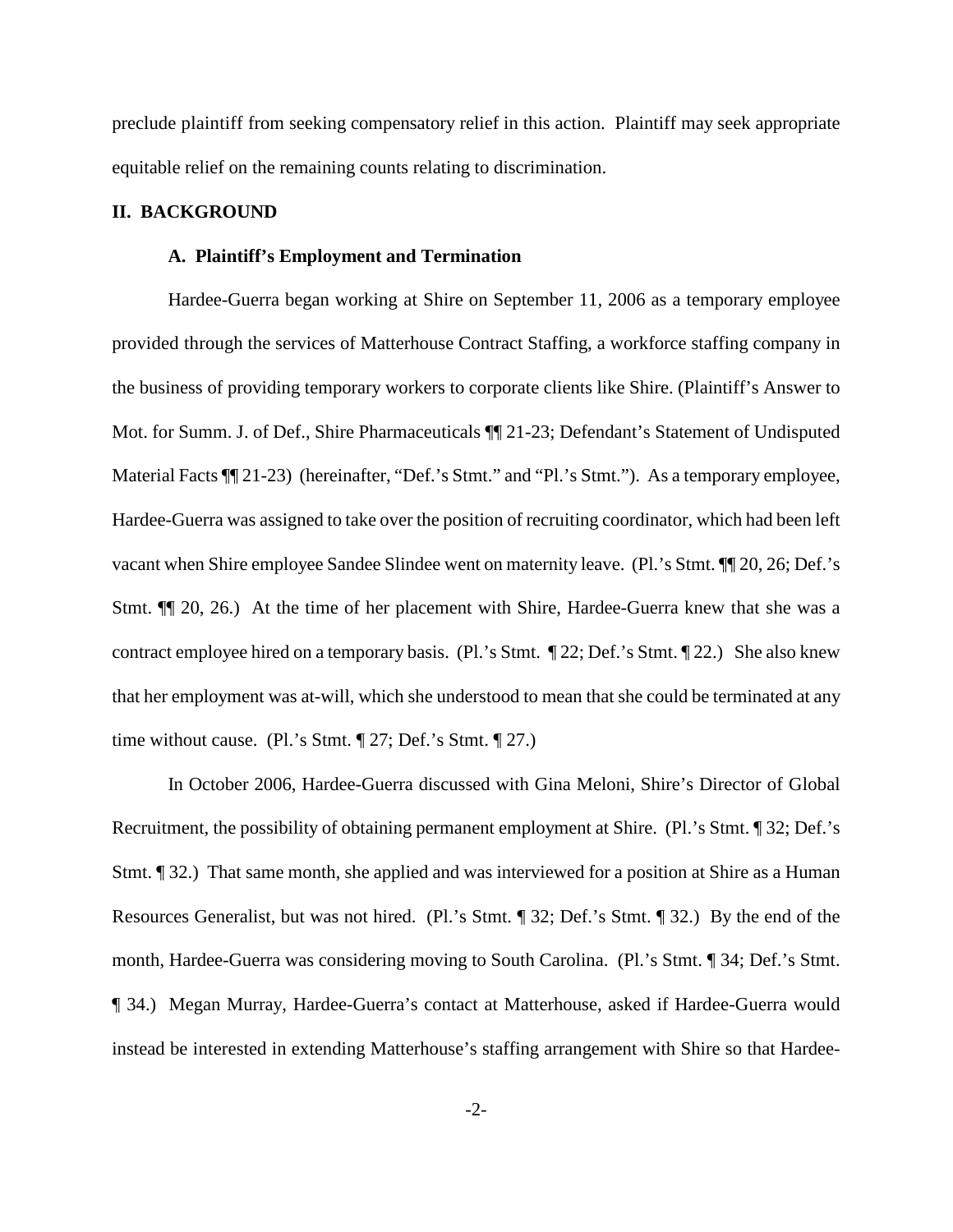preclude plaintiff from seeking compensatory relief in this action. Plaintiff may seek appropriate equitable relief on the remaining counts relating to discrimination.

## II. BACKGROUND

### A. Plaintiff's Employment and Termination

Hardee-Guerra began working at Shire on September 11, 2006 as a temporary employee provided through the services of Matterhouse Contract Staffing, a workforce staffing company in the business of providing temporary workers to corporate clients like Shire. (Plaintiff's Answer to Mot. for Summ. J. of Def., Shire Pharmaceuticals ¶¶ 21-23; Defendant's Statement of Undisputed Material Facts ¶¶ 21-23) (hereinafter, "Def.'s Stmt." and "Pl.'s Stmt."). As a temporary employee, Hardee-Guerra was assigned to take over the position of recruiting coordinator, which had been left vacant when Shire employee Sandee Slindee went on maternity leave. (Pl.'s Stmt. ¶¶ 20, 26; Def.'s Stmt. ¶¶ 20, 26.) At the time of her placement with Shire, Hardee-Guerra knew that she was a contract employee hired on a temporary basis. (Pl.'s Stmt. ¶ 22; Def.'s Stmt. ¶ 22.) She also knew that her employment was at-will, which she understood to mean that she could be terminated at any time without cause. (Pl.'s Stmt. ¶ 27; Def.'s Stmt. ¶ 27.)

In October 2006, Hardee-Guerra discussed with Gina Meloni, Shire's Director of Global Recruitment, the possibility of obtaining permanent employment at Shire. (Pl.'s Stmt. ¶ 32; Def.'s Stmt. ¶ 32.) That same month, she applied and was interviewed for a position at Shire as a Human Resources Generalist, but was not hired. (Pl.'s Stmt. ¶ 32; Def.'s Stmt. ¶ 32.) By the end of the month, Hardee-Guerra was considering moving to South Carolina. (Pl.'s Stmt. ¶ 34; Def.'s Stmt. ¶ 34.) Megan Murray, Hardee-Guerra's contact at Matterhouse, asked if Hardee-Guerra would instead be interested in extending Matterhouse's staffing arrangement with Shire so that Hardee-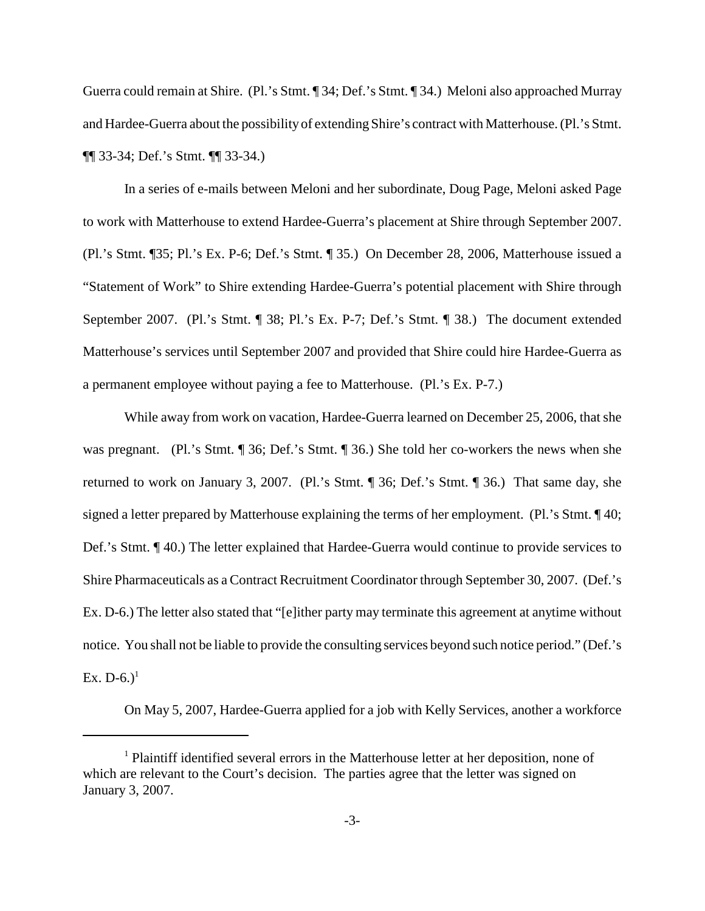Guerra could remain at Shire. (Pl.'s Stmt. ¶ 34; Def.'s Stmt. ¶ 34.) Meloni also approached Murray and Hardee-Guerra about the possibility of extending Shire's contract with Matterhouse. (Pl.'s Stmt. ¶¶ 33-34; Def.'s Stmt. ¶¶ 33-34.)

In a series of e-mails between Meloni and her subordinate, Doug Page, Meloni asked Page to work with Matterhouse to extend Hardee-Guerra's placement at Shire through September 2007. (Pl.'s Stmt. ¶35; Pl.'s Ex. P-6; Def.'s Stmt. ¶ 35.) On December 28, 2006, Matterhouse issued a "Statement of Work" to Shire extending Hardee-Guerra's potential placement with Shire through September 2007. (Pl.'s Stmt. ¶ 38; Pl.'s Ex. P-7; Def.'s Stmt. ¶ 38.) The document extended Matterhouse's services until September 2007 and provided that Shire could hire Hardee-Guerra as a permanent employee without paying a fee to Matterhouse. (Pl.'s Ex. P-7.)

While away from work on vacation, Hardee-Guerra learned on December 25, 2006, that she was pregnant. (Pl.'s Stmt. ¶ 36; Def.'s Stmt. ¶ 36.) She told her co-workers the news when she returned to work on January 3, 2007. (Pl.'s Stmt. ¶ 36; Def.'s Stmt. ¶ 36.) That same day, she signed a letter prepared by Matterhouse explaining the terms of her employment. (Pl.'s Stmt. ¶ 40; Def.'s Stmt. ¶ 40.) The letter explained that Hardee-Guerra would continue to provide services to Shire Pharmaceuticals as a Contract Recruitment Coordinator through September 30, 2007. (Def.'s Ex. D-6.) The letter also stated that "[e]ither party may terminate this agreement at anytime without notice. You shall not be liable to provide the consulting services beyond such notice period." (Def.'s Ex. D-6.)[1]

On May 5, 2007, Hardee-Guerra applied for a job with Kelly Services, another a workforce

[1] Plaintiff identified several errors in the Matterhouse letter at her deposition, none of which are relevant to the Court's decision. The parties agree that the letter was signed on January 3, 2007.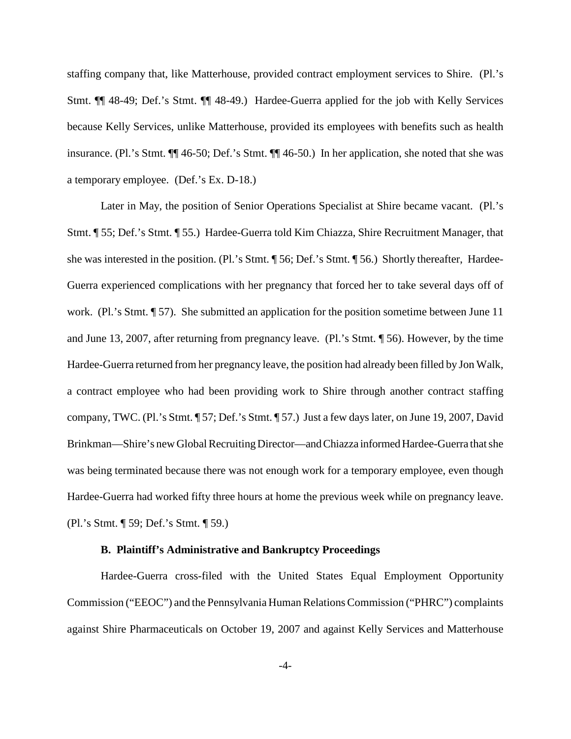staffing company that, like Matterhouse, provided contract employment services to Shire. (Pl.'s Stmt. ¶¶ 48-49; Def.'s Stmt. ¶¶ 48-49.) Hardee-Guerra applied for the job with Kelly Services because Kelly Services, unlike Matterhouse, provided its employees with benefits such as health insurance. (Pl.'s Stmt. ¶¶ 46-50; Def.'s Stmt. ¶¶ 46-50.) In her application, she noted that she was a temporary employee. (Def.'s Ex. D-18.)

Later in May, the position of Senior Operations Specialist at Shire became vacant. (Pl.'s Stmt. ¶ 55; Def.'s Stmt. ¶ 55.) Hardee-Guerra told Kim Chiazza, Shire Recruitment Manager, that she was interested in the position. (Pl.'s Stmt. ¶ 56; Def.'s Stmt. ¶ 56.) Shortly thereafter, Hardee-Guerra experienced complications with her pregnancy that forced her to take several days off of work. (Pl.'s Stmt. ¶ 57). She submitted an application for the position sometime between June 11 and June 13, 2007, after returning from pregnancy leave. (Pl.'s Stmt. ¶ 56). However, by the time Hardee-Guerra returned from her pregnancy leave, the position had already been filled by Jon Walk, a contract employee who had been providing work to Shire through another contract staffing company, TWC. (Pl.'s Stmt. ¶ 57; Def.'s Stmt. ¶ 57.) Just a few days later, on June 19, 2007, David Brinkman—Shire's new Global Recruiting Director—and Chiazza informed Hardee-Guerra that she was being terminated because there was not enough work for a temporary employee, even though Hardee-Guerra had worked fifty three hours at home the previous week while on pregnancy leave. (Pl.'s Stmt. ¶ 59; Def.'s Stmt. ¶ 59.)

### B. Plaintiff's Administrative and Bankruptcy Proceedings

Hardee-Guerra cross-filed with the United States Equal Employment Opportunity Commission ("EEOC") and the Pennsylvania Human Relations Commission ("PHRC") complaints against Shire Pharmaceuticals on October 19, 2007 and against Kelly Services and Matterhouse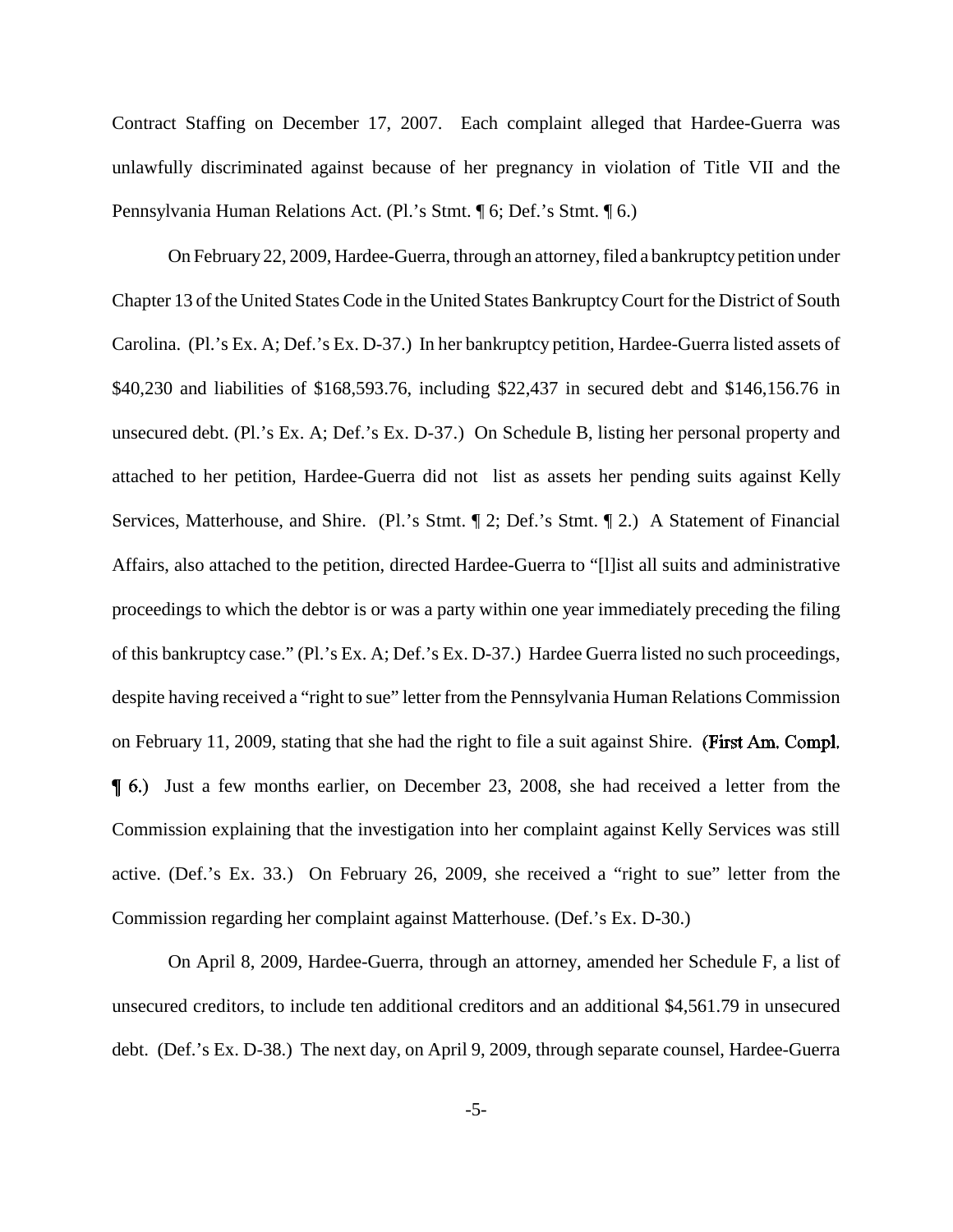Contract Staffing on December 17, 2007. Each complaint alleged that Hardee-Guerra was unlawfully discriminated against because of her pregnancy in violation of Title VII and the Pennsylvania Human Relations Act. (Pl.'s Stmt. ¶ 6; Def.'s Stmt. ¶ 6.)

On February 22, 2009, Hardee-Guerra, through an attorney, filed a bankruptcy petition under Chapter 13 of the United States Code in the United States Bankruptcy Court for the District of South Carolina. (Pl.'s Ex. A; Def.'s Ex. D-37.) In her bankruptcy petition, Hardee-Guerra listed assets of $40,230 and liabilities of $168,593.76, including $22,437 in secured debt and $146,156.76 in unsecured debt. (Pl.'s Ex. A; Def.'s Ex. D-37.) On Schedule B, listing her personal property and attached to her petition, Hardee-Guerra did not list as assets her pending suits against Kelly Services, Matterhouse, and Shire. (Pl.'s Stmt. ¶ 2; Def.'s Stmt. ¶ 2.) A Statement of Financial Affairs, also attached to the petition, directed Hardee-Guerra to "[l]ist all suits and administrative proceedings to which the debtor is or was a party within one year immediately preceding the filing of this bankruptcy case." (Pl.'s Ex. A; Def.'s Ex. D-37.) Hardee Guerra listed no such proceedings, despite having received a "right to sue" letter from the Pennsylvania Human Relations Commission on February 11, 2009, stating that she had the right to file a suit against Shire. (First Am. Compl. ¶ 6.) Just a few months earlier, on December 23, 2008, she had received a letter from the Commission explaining that the investigation into her complaint against Kelly Services was still active. (Def.'s Ex. 33.) On February 26, 2009, she received a "right to sue" letter from the Commission regarding her complaint against Matterhouse. (Def.'s Ex. D-30.)

On April 8, 2009, Hardee-Guerra, through an attorney, amended her Schedule F, a list of unsecured creditors, to include ten additional creditors and an additional $4,561.79 in unsecured debt. (Def.'s Ex. D-38.) The next day, on April 9, 2009, through separate counsel, Hardee-Guerra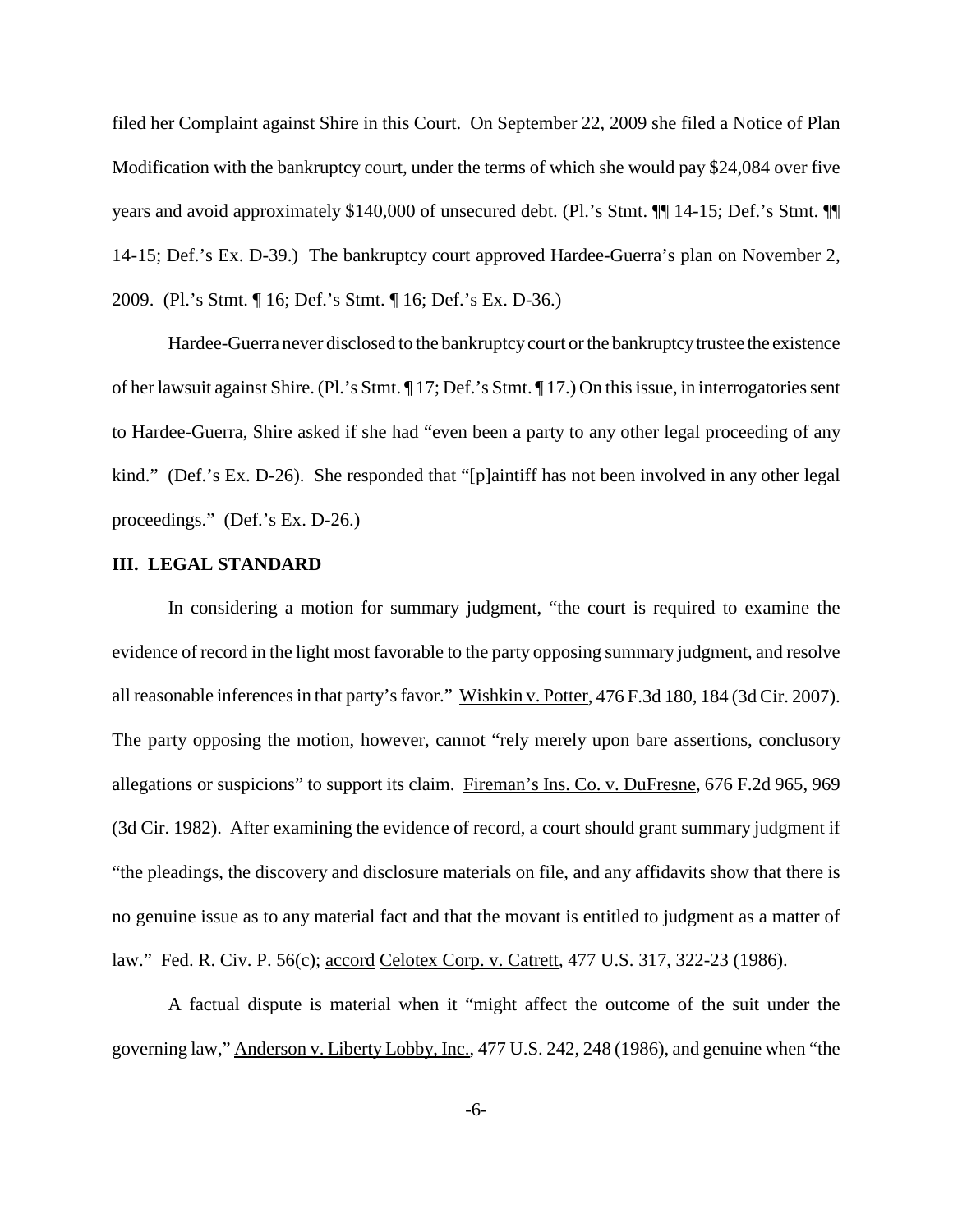filed her Complaint against Shire in this Court. On September 22, 2009 she filed a Notice of Plan Modification with the bankruptcy court, under the terms of which she would pay $24,084 over five years and avoid approximately $140,000 of unsecured debt. (Pl.'s Stmt. ¶¶ 14-15; Def.'s Stmt. ¶¶ 14-15; Def.'s Ex. D-39.) The bankruptcy court approved Hardee-Guerra's plan on November 2, 2009. (Pl.'s Stmt. ¶ 16; Def.'s Stmt. ¶ 16; Def.'s Ex. D-36.)

Hardee-Guerra never disclosed to the bankruptcy court or the bankruptcy trustee the existence of her lawsuit against Shire. (Pl.'s Stmt. ¶ 17; Def.'s Stmt. ¶ 17.) On this issue, in interrogatories sent to Hardee-Guerra, Shire asked if she had "even been a party to any other legal proceeding of any kind." (Def.'s Ex. D-26). She responded that "[p]aintiff has not been involved in any other legal proceedings." (Def.'s Ex. D-26.)

## III. LEGAL STANDARD

In considering a motion for summary judgment, "the court is required to examine the evidence of record in the light most favorable to the party opposing summary judgment, and resolve all reasonable inferences in that party's favor." Wishkin v. Potter, 476 F.3d 180, 184 (3d Cir. 2007). The party opposing the motion, however, cannot "rely merely upon bare assertions, conclusory allegations or suspicions" to support its claim. Fireman's Ins. Co. v. DuFresne, 676 F.2d 965, 969 (3d Cir. 1982). After examining the evidence of record, a court should grant summary judgment if "the pleadings, the discovery and disclosure materials on file, and any affidavits show that there is no genuine issue as to any material fact and that the movant is entitled to judgment as a matter of law." Fed. R. Civ. P. 56(c); accord Celotex Corp. v. Catrett, 477 U.S. 317, 322-23 (1986).

A factual dispute is material when it "might affect the outcome of the suit under the governing law," Anderson v. Liberty Lobby, Inc., 477 U.S. 242, 248 (1986), and genuine when "the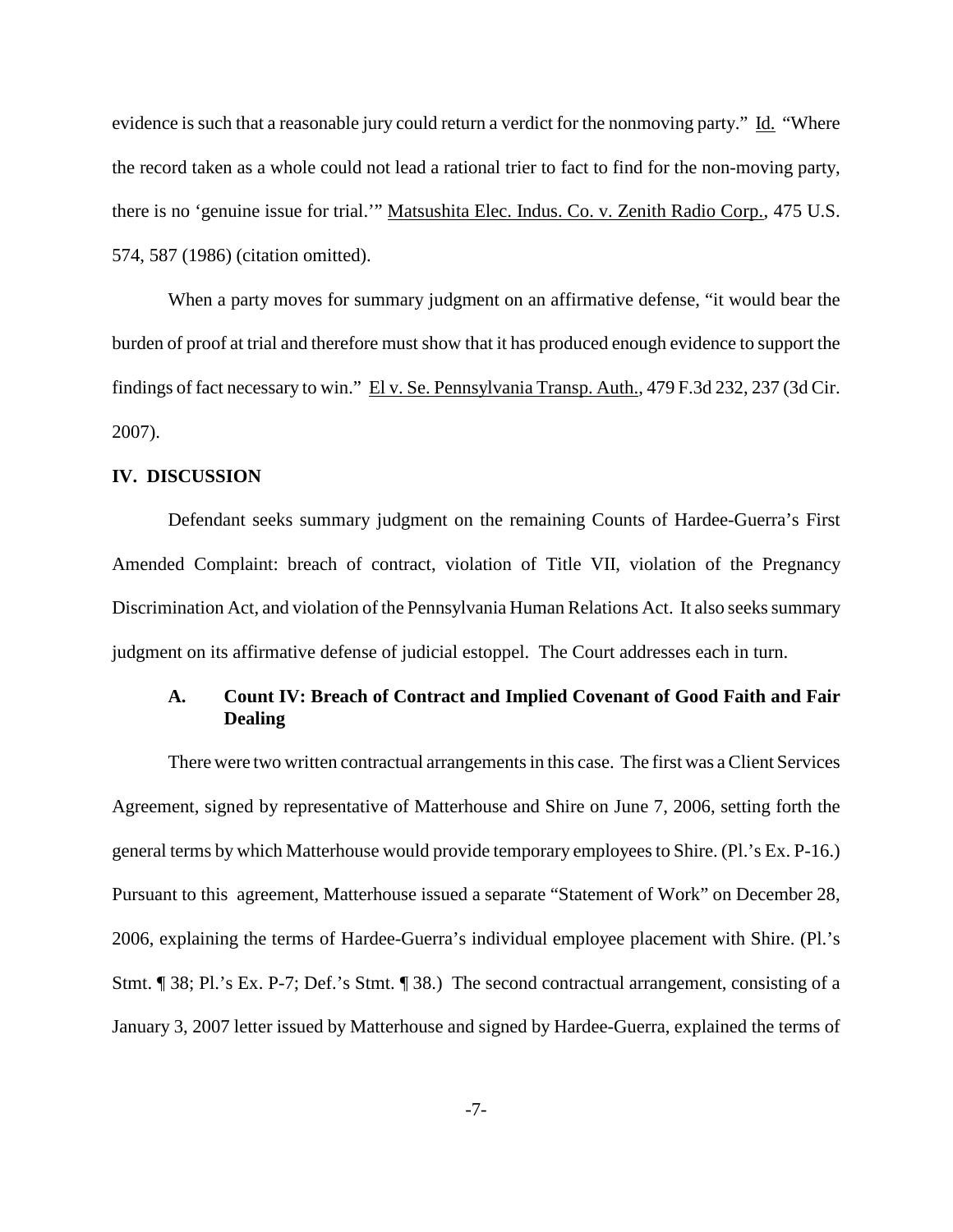evidence is such that a reasonable jury could return a verdict for the nonmoving party." Id. "Where the record taken as a whole could not lead a rational trier to fact to find for the non-moving party, there is no 'genuine issue for trial.'" Matsushita Elec. Indus. Co. v. Zenith Radio Corp., 475 U.S. 574, 587 (1986) (citation omitted).

When a party moves for summary judgment on an affirmative defense, "it would bear the burden of proof at trial and therefore must show that it has produced enough evidence to support the findings of fact necessary to win." El v. Se. Pennsylvania Transp. Auth., 479 F.3d 232, 237 (3d Cir. 2007).

## IV. DISCUSSION

Defendant seeks summary judgment on the remaining Counts of Hardee-Guerra's First Amended Complaint: breach of contract, violation of Title VII, violation of the Pregnancy Discrimination Act, and violation of the Pennsylvania Human Relations Act. It also seeks summary judgment on its affirmative defense of judicial estoppel. The Court addresses each in turn.

### A. Count IV: Breach of Contract and Implied Covenant of Good Faith and Fair Dealing

There were two written contractual arrangements in this case. The first was a Client Services Agreement, signed by representative of Matterhouse and Shire on June 7, 2006, setting forth the general terms by which Matterhouse would provide temporary employees to Shire. (Pl.'s Ex. P-16.) Pursuant to this agreement, Matterhouse issued a separate "Statement of Work" on December 28, 2006, explaining the terms of Hardee-Guerra's individual employee placement with Shire. (Pl.'s Stmt. ¶ 38; Pl.'s Ex. P-7; Def.'s Stmt. ¶ 38.) The second contractual arrangement, consisting of a January 3, 2007 letter issued by Matterhouse and signed by Hardee-Guerra, explained the terms of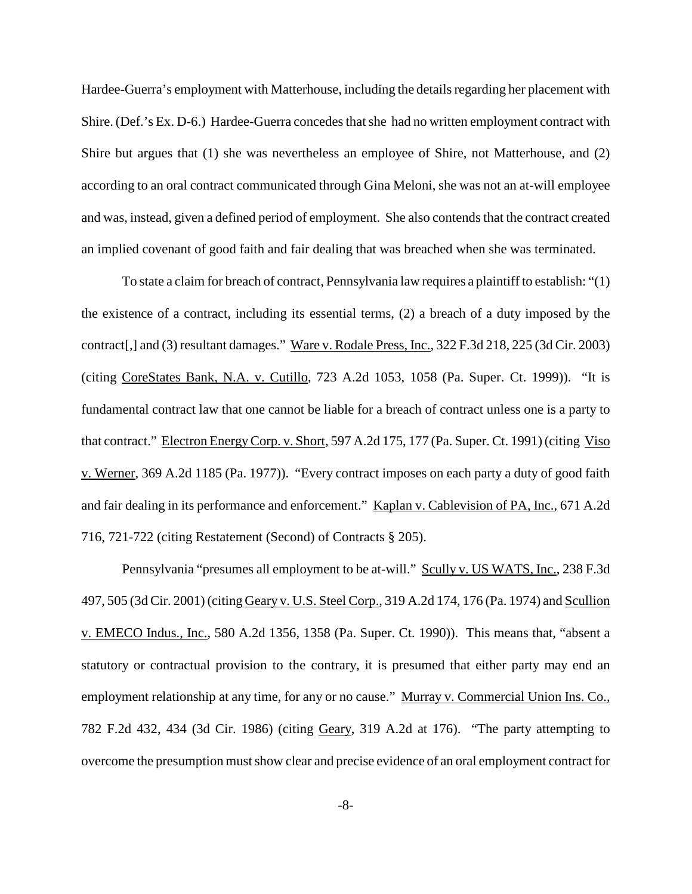Hardee-Guerra's employment with Matterhouse, including the details regarding her placement with Shire. (Def.'s Ex. D-6.) Hardee-Guerra concedes that she had no written employment contract with Shire but argues that (1) she was nevertheless an employee of Shire, not Matterhouse, and (2) according to an oral contract communicated through Gina Meloni, she was not an at-will employee and was, instead, given a defined period of employment. She also contends that the contract created an implied covenant of good faith and fair dealing that was breached when she was terminated.

To state a claim for breach of contract, Pennsylvania law requires a plaintiff to establish: "(1) the existence of a contract, including its essential terms, (2) a breach of a duty imposed by the contract[,] and (3) resultant damages." Ware v. Rodale Press, Inc., 322 F.3d 218, 225 (3d Cir. 2003) (citing CoreStates Bank, N.A. v. Cutillo, 723 A.2d 1053, 1058 (Pa. Super. Ct. 1999)). "It is fundamental contract law that one cannot be liable for a breach of contract unless one is a party to that contract." Electron Energy Corp. v. Short, 597 A.2d 175, 177 (Pa. Super. Ct. 1991) (citing Viso v. Werner, 369 A.2d 1185 (Pa. 1977)). "Every contract imposes on each party a duty of good faith and fair dealing in its performance and enforcement." Kaplan v. Cablevision of PA, Inc., 671 A.2d 716, 721-722 (citing Restatement (Second) of Contracts § 205).

Pennsylvania "presumes all employment to be at-will." Scully v. US WATS, Inc., 238 F.3d 497, 505 (3d Cir. 2001) (citing Geary v. U.S. Steel Corp., 319 A.2d 174, 176 (Pa. 1974) and Scullion v. EMECO Indus., Inc., 580 A.2d 1356, 1358 (Pa. Super. Ct. 1990)). This means that, "absent a statutory or contractual provision to the contrary, it is presumed that either party may end an employment relationship at any time, for any or no cause." Murray v. Commercial Union Ins. Co., 782 F.2d 432, 434 (3d Cir. 1986) (citing Geary, 319 A.2d at 176). "The party attempting to overcome the presumption must show clear and precise evidence of an oral employment contract for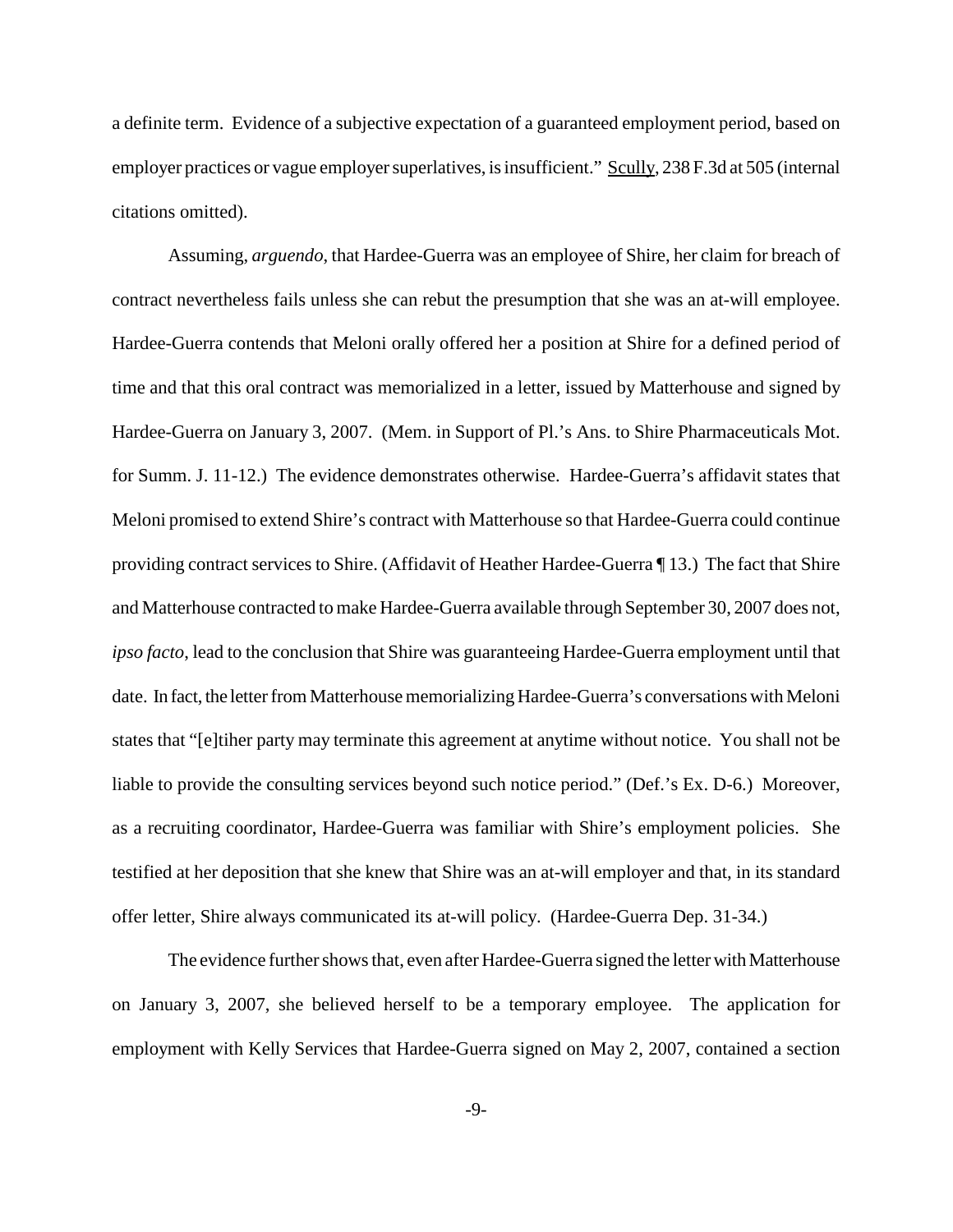a definite term. Evidence of a subjective expectation of a guaranteed employment period, based on employer practices or vague employer superlatives, is insufficient." Scully, 238 F.3d at 505 (internal citations omitted).

Assuming, *arguendo*, that Hardee-Guerra was an employee of Shire, her claim for breach of contract nevertheless fails unless she can rebut the presumption that she was an at-will employee. Hardee-Guerra contends that Meloni orally offered her a position at Shire for a defined period of time and that this oral contract was memorialized in a letter, issued by Matterhouse and signed by Hardee-Guerra on January 3, 2007. (Mem. in Support of Pl.'s Ans. to Shire Pharmaceuticals Mot. for Summ. J. 11-12.) The evidence demonstrates otherwise. Hardee-Guerra's affidavit states that Meloni promised to extend Shire's contract with Matterhouse so that Hardee-Guerra could continue providing contract services to Shire. (Affidavit of Heather Hardee-Guerra ¶ 13.) The fact that Shire and Matterhouse contracted to make Hardee-Guerra available through September 30, 2007 does not, *ipso facto*, lead to the conclusion that Shire was guaranteeing Hardee-Guerra employment until that date. In fact, the letter from Matterhouse memorializing Hardee-Guerra's conversations with Meloni states that "[e]tiher party may terminate this agreement at anytime without notice. You shall not be liable to provide the consulting services beyond such notice period." (Def.'s Ex. D-6.) Moreover, as a recruiting coordinator, Hardee-Guerra was familiar with Shire's employment policies. She testified at her deposition that she knew that Shire was an at-will employer and that, in its standard offer letter, Shire always communicated its at-will policy. (Hardee-Guerra Dep. 31-34.)

The evidence further shows that, even after Hardee-Guerra signed the letter with Matterhouse on January 3, 2007, she believed herself to be a temporary employee. The application for employment with Kelly Services that Hardee-Guerra signed on May 2, 2007, contained a section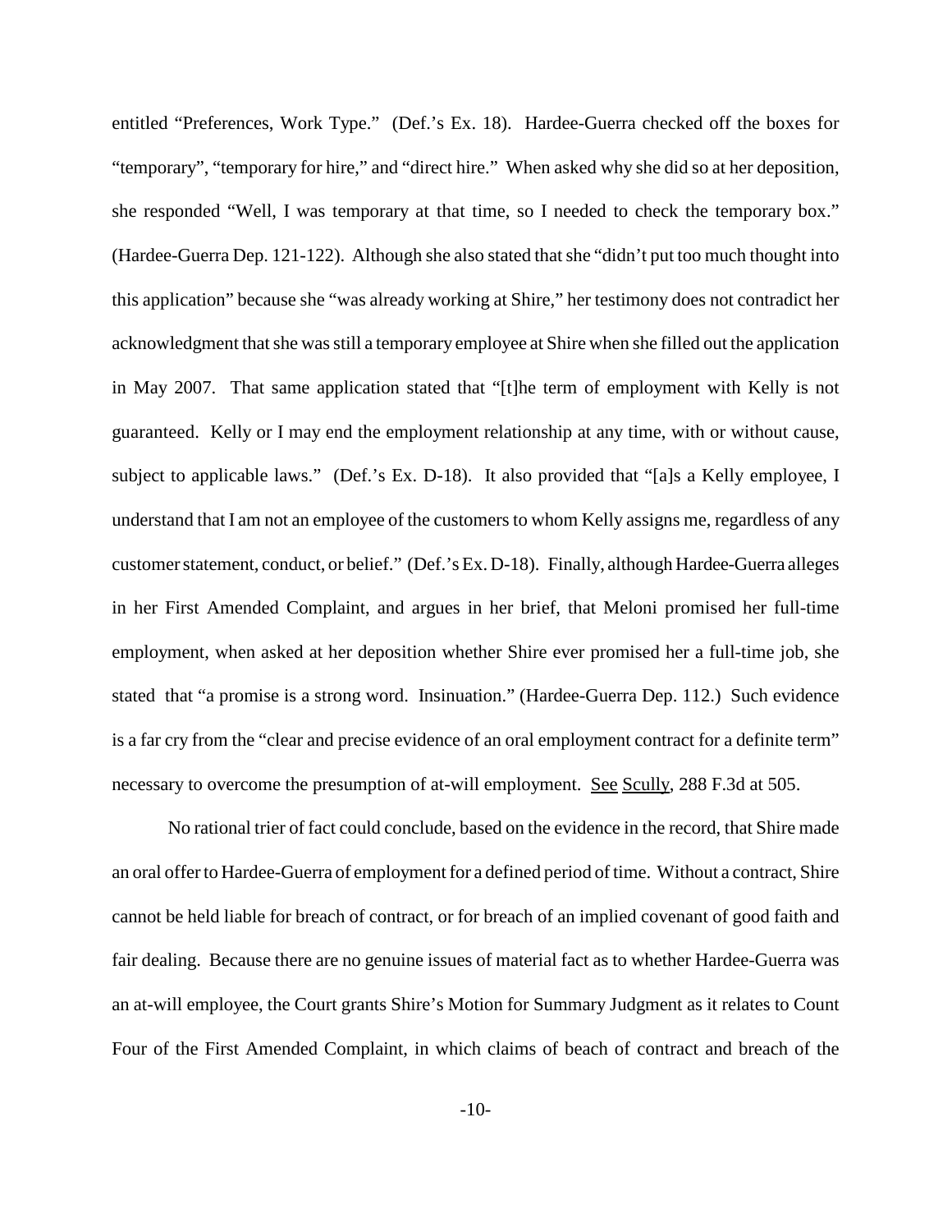entitled "Preferences, Work Type." (Def.'s Ex. 18). Hardee-Guerra checked off the boxes for "temporary", "temporary for hire," and "direct hire." When asked why she did so at her deposition, she responded "Well, I was temporary at that time, so I needed to check the temporary box." (Hardee-Guerra Dep. 121-122). Although she also stated that she "didn't put too much thought into this application" because she "was already working at Shire," her testimony does not contradict her acknowledgment that she was still a temporary employee at Shire when she filled out the application in May 2007. That same application stated that "[t]he term of employment with Kelly is not guaranteed. Kelly or I may end the employment relationship at any time, with or without cause, subject to applicable laws." (Def.'s Ex. D-18). It also provided that "[a]s a Kelly employee, I understand that I am not an employee of the customers to whom Kelly assigns me, regardless of any customer statement, conduct, or belief." (Def.'s Ex. D-18). Finally, although Hardee-Guerra alleges in her First Amended Complaint, and argues in her brief, that Meloni promised her full-time employment, when asked at her deposition whether Shire ever promised her a full-time job, she stated that "a promise is a strong word. Insinuation." (Hardee-Guerra Dep. 112.) Such evidence is a far cry from the "clear and precise evidence of an oral employment contract for a definite term" necessary to overcome the presumption of at-will employment. See Scully, 288 F.3d at 505.

No rational trier of fact could conclude, based on the evidence in the record, that Shire made an oral offer to Hardee-Guerra of employment for a defined period of time. Without a contract, Shire cannot be held liable for breach of contract, or for breach of an implied covenant of good faith and fair dealing. Because there are no genuine issues of material fact as to whether Hardee-Guerra was an at-will employee, the Court grants Shire's Motion for Summary Judgment as it relates to Count Four of the First Amended Complaint, in which claims of beach of contract and breach of the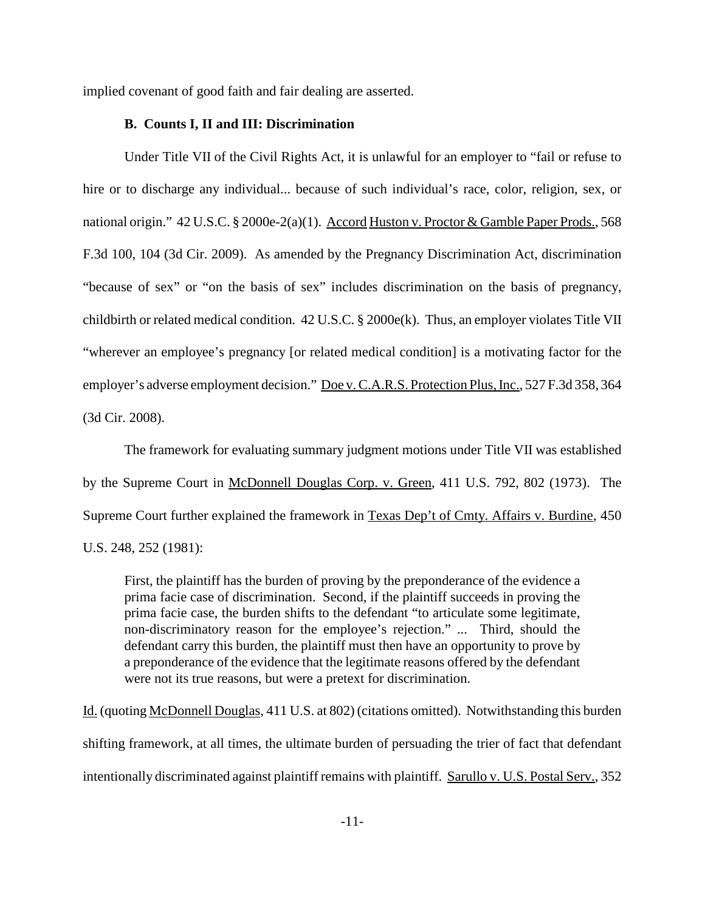implied covenant of good faith and fair dealing are asserted.

### B. Counts I, II and III: Discrimination

Under Title VII of the Civil Rights Act, it is unlawful for an employer to "fail or refuse to hire or to discharge any individual... because of such individual's race, color, religion, sex, or national origin." 42 U.S.C. § 2000e-2(a)(1). Accord Huston v. Proctor & Gamble Paper Prods., 568 F.3d 100, 104 (3d Cir. 2009). As amended by the Pregnancy Discrimination Act, discrimination "because of sex" or "on the basis of sex" includes discrimination on the basis of pregnancy, childbirth or related medical condition. 42 U.S.C. § 2000e(k). Thus, an employer violates Title VII "wherever an employee's pregnancy [or related medical condition] is a motivating factor for the employer's adverse employment decision." Doe v. C.A.R.S. Protection Plus, Inc., 527 F.3d 358, 364 (3d Cir. 2008).

The framework for evaluating summary judgment motions under Title VII was established by the Supreme Court in McDonnell Douglas Corp. v. Green, 411 U.S. 792, 802 (1973). The Supreme Court further explained the framework in Texas Dep't of Cmty. Affairs v. Burdine, 450 U.S. 248, 252 (1981):

> First, the plaintiff has the burden of proving by the preponderance of the evidence a prima facie case of discrimination. Second, if the plaintiff succeeds in proving the prima facie case, the burden shifts to the defendant "to articulate some legitimate, non-discriminatory reason for the employee's rejection." ... Third, should the defendant carry this burden, the plaintiff must then have an opportunity to prove by a preponderance of the evidence that the legitimate reasons offered by the defendant were not its true reasons, but were a pretext for discrimination.

Id. (quoting McDonnell Douglas, 411 U.S. at 802) (citations omitted). Notwithstanding this burden shifting framework, at all times, the ultimate burden of persuading the trier of fact that defendant intentionally discriminated against plaintiff remains with plaintiff. Sarullo v. U.S. Postal Serv., 352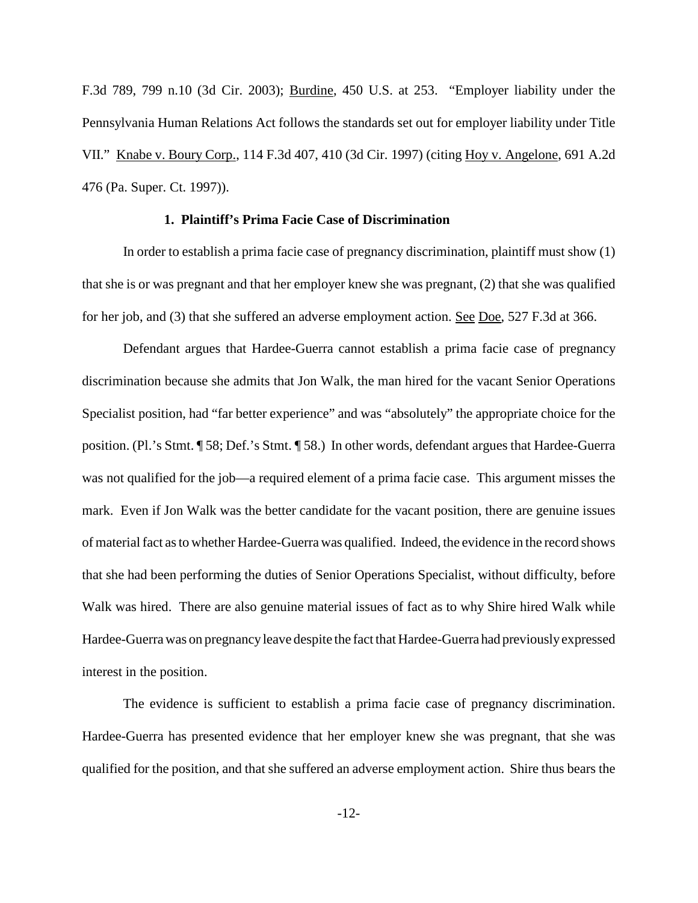F.3d 789, 799 n.10 (3d Cir. 2003); Burdine, 450 U.S. at 253. "Employer liability under the Pennsylvania Human Relations Act follows the standards set out for employer liability under Title VII." Knabe v. Boury Corp., 114 F.3d 407, 410 (3d Cir. 1997) (citing Hoy v. Angelone, 691 A.2d 476 (Pa. Super. Ct. 1997)).

### 1. Plaintiff's Prima Facie Case of Discrimination

In order to establish a prima facie case of pregnancy discrimination, plaintiff must show (1) that she is or was pregnant and that her employer knew she was pregnant, (2) that she was qualified for her job, and (3) that she suffered an adverse employment action. See Doe, 527 F.3d at 366.

Defendant argues that Hardee-Guerra cannot establish a prima facie case of pregnancy discrimination because she admits that Jon Walk, the man hired for the vacant Senior Operations Specialist position, had "far better experience" and was "absolutely" the appropriate choice for the position. (Pl.'s Stmt. ¶ 58; Def.'s Stmt. ¶ 58.) In other words, defendant argues that Hardee-Guerra was not qualified for the job—a required element of a prima facie case. This argument misses the mark. Even if Jon Walk was the better candidate for the vacant position, there are genuine issues of material fact as to whether Hardee-Guerra was qualified. Indeed, the evidence in the record shows that she had been performing the duties of Senior Operations Specialist, without difficulty, before Walk was hired. There are also genuine material issues of fact as to why Shire hired Walk while Hardee-Guerra was on pregnancy leave despite the fact that Hardee-Guerra had previously expressed interest in the position.

The evidence is sufficient to establish a prima facie case of pregnancy discrimination. Hardee-Guerra has presented evidence that her employer knew she was pregnant, that she was qualified for the position, and that she suffered an adverse employment action. Shire thus bears the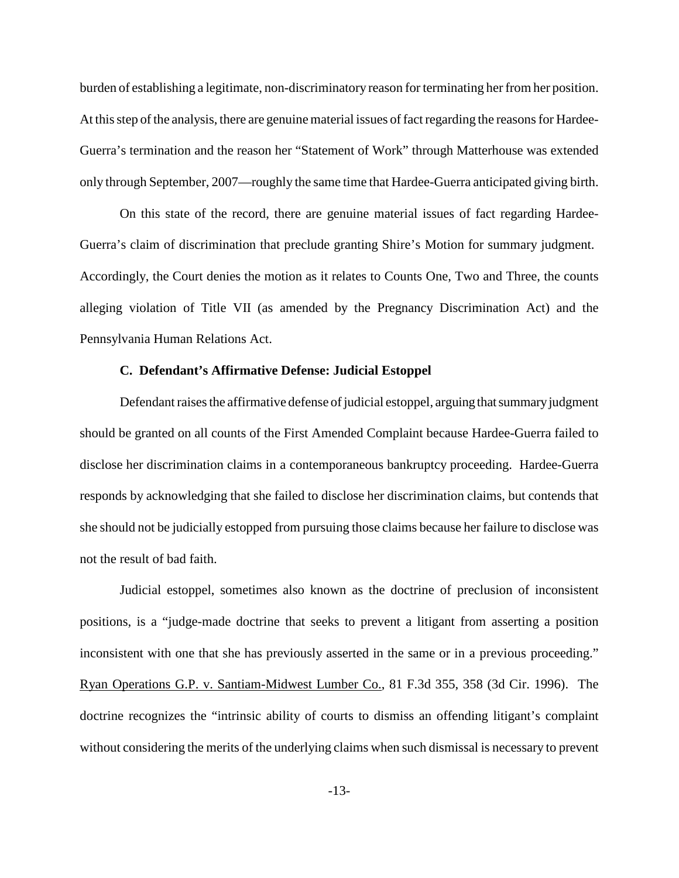burden of establishing a legitimate, non-discriminatory reason for terminating her from her position. At this step of the analysis, there are genuine material issues of fact regarding the reasons for Hardee-Guerra's termination and the reason her "Statement of Work" through Matterhouse was extended only through September, 2007—roughly the same time that Hardee-Guerra anticipated giving birth.

On this state of the record, there are genuine material issues of fact regarding Hardee-Guerra's claim of discrimination that preclude granting Shire's Motion for summary judgment. Accordingly, the Court denies the motion as it relates to Counts One, Two and Three, the counts alleging violation of Title VII (as amended by the Pregnancy Discrimination Act) and the Pennsylvania Human Relations Act.

**C. Defendant's Affirmative Defense: Judicial Estoppel**

Defendant raises the affirmative defense of judicial estoppel, arguing that summary judgment should be granted on all counts of the First Amended Complaint because Hardee-Guerra failed to disclose her discrimination claims in a contemporaneous bankruptcy proceeding. Hardee-Guerra responds by acknowledging that she failed to disclose her discrimination claims, but contends that she should not be judicially estopped from pursuing those claims because her failure to disclose was not the result of bad faith.

Judicial estoppel, sometimes also known as the doctrine of preclusion of inconsistent positions, is a "judge-made doctrine that seeks to prevent a litigant from asserting a position inconsistent with one that she has previously asserted in the same or in a previous proceeding." Ryan Operations G.P. v. Santiam-Midwest Lumber Co., 81 F.3d 355, 358 (3d Cir. 1996). The doctrine recognizes the "intrinsic ability of courts to dismiss an offending litigant's complaint without considering the merits of the underlying claims when such dismissal is necessary to prevent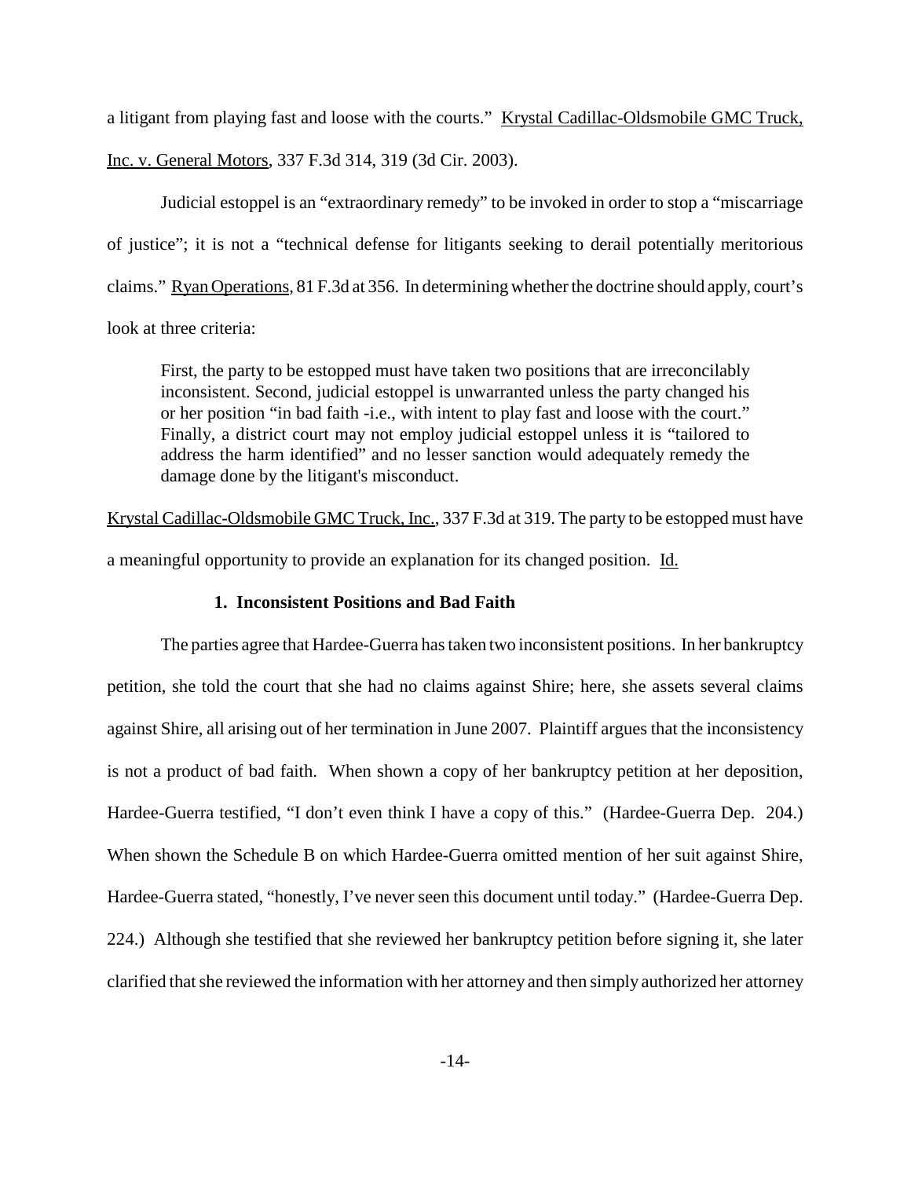a litigant from playing fast and loose with the courts." Krystal Cadillac-Oldsmobile GMC Truck, Inc. v. General Motors, 337 F.3d 314, 319 (3d Cir. 2003).

Judicial estoppel is an "extraordinary remedy" to be invoked in order to stop a "miscarriage of justice"; it is not a "technical defense for litigants seeking to derail potentially meritorious claims." Ryan Operations, 81 F.3d at 356. In determining whether the doctrine should apply, court's look at three criteria:

> First, the party to be estopped must have taken two positions that are irreconcilably inconsistent. Second, judicial estoppel is unwarranted unless the party changed his or her position "in bad faith -i.e., with intent to play fast and loose with the court." Finally, a district court may not employ judicial estoppel unless it is "tailored to address the harm identified" and no lesser sanction would adequately remedy the damage done by the litigant's misconduct.

Krystal Cadillac-Oldsmobile GMC Truck, Inc., 337 F.3d at 319. The party to be estopped must have a meaningful opportunity to provide an explanation for its changed position. Id.

### 1. Inconsistent Positions and Bad Faith

The parties agree that Hardee-Guerra has taken two inconsistent positions. In her bankruptcy petition, she told the court that she had no claims against Shire; here, she assets several claims against Shire, all arising out of her termination in June 2007. Plaintiff argues that the inconsistency is not a product of bad faith. When shown a copy of her bankruptcy petition at her deposition, Hardee-Guerra testified, "I don't even think I have a copy of this." (Hardee-Guerra Dep. 204.) When shown the Schedule B on which Hardee-Guerra omitted mention of her suit against Shire, Hardee-Guerra stated, "honestly, I've never seen this document until today." (Hardee-Guerra Dep. 224.) Although she testified that she reviewed her bankruptcy petition before signing it, she later clarified that she reviewed the information with her attorney and then simply authorized her attorney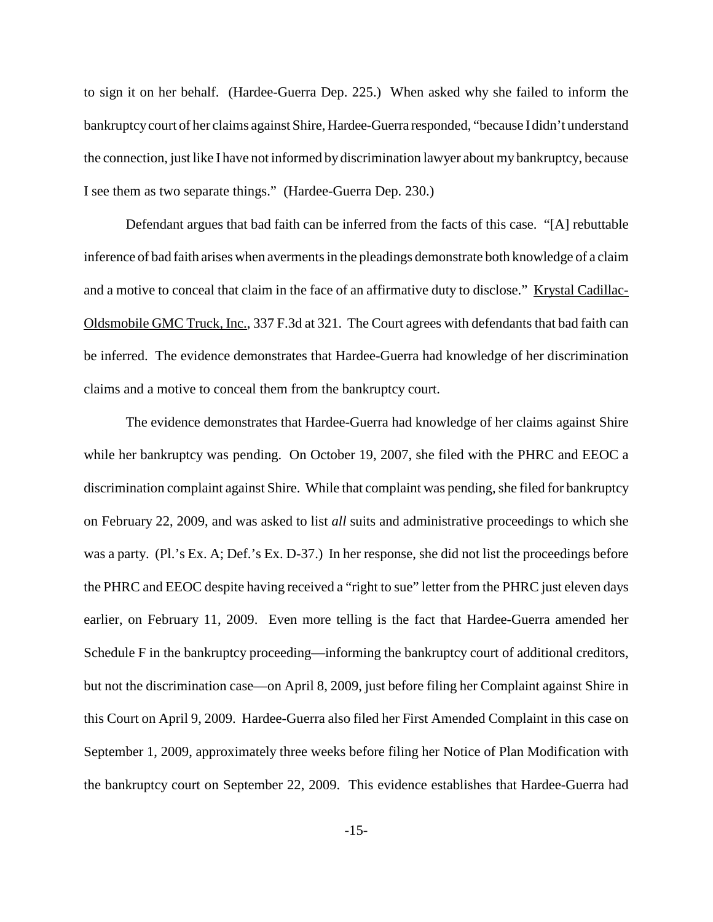to sign it on her behalf. (Hardee-Guerra Dep. 225.) When asked why she failed to inform the bankruptcy court of her claims against Shire, Hardee-Guerra responded, "because I didn't understand the connection, just like I have not informed by discrimination lawyer about my bankruptcy, because I see them as two separate things." (Hardee-Guerra Dep. 230.)

Defendant argues that bad faith can be inferred from the facts of this case. "[A] rebuttable inference of bad faith arises when averments in the pleadings demonstrate both knowledge of a claim and a motive to conceal that claim in the face of an affirmative duty to disclose." Krystal Cadillac-Oldsmobile GMC Truck, Inc., 337 F.3d at 321. The Court agrees with defendants that bad faith can be inferred. The evidence demonstrates that Hardee-Guerra had knowledge of her discrimination claims and a motive to conceal them from the bankruptcy court.

The evidence demonstrates that Hardee-Guerra had knowledge of her claims against Shire while her bankruptcy was pending. On October 19, 2007, she filed with the PHRC and EEOC a discrimination complaint against Shire. While that complaint was pending, she filed for bankruptcy on February 22, 2009, and was asked to list *all* suits and administrative proceedings to which she was a party. (Pl.'s Ex. A; Def.'s Ex. D-37.) In her response, she did not list the proceedings before the PHRC and EEOC despite having received a "right to sue" letter from the PHRC just eleven days earlier, on February 11, 2009. Even more telling is the fact that Hardee-Guerra amended her Schedule F in the bankruptcy proceeding—informing the bankruptcy court of additional creditors, but not the discrimination case—on April 8, 2009, just before filing her Complaint against Shire in this Court on April 9, 2009. Hardee-Guerra also filed her First Amended Complaint in this case on September 1, 2009, approximately three weeks before filing her Notice of Plan Modification with the bankruptcy court on September 22, 2009. This evidence establishes that Hardee-Guerra had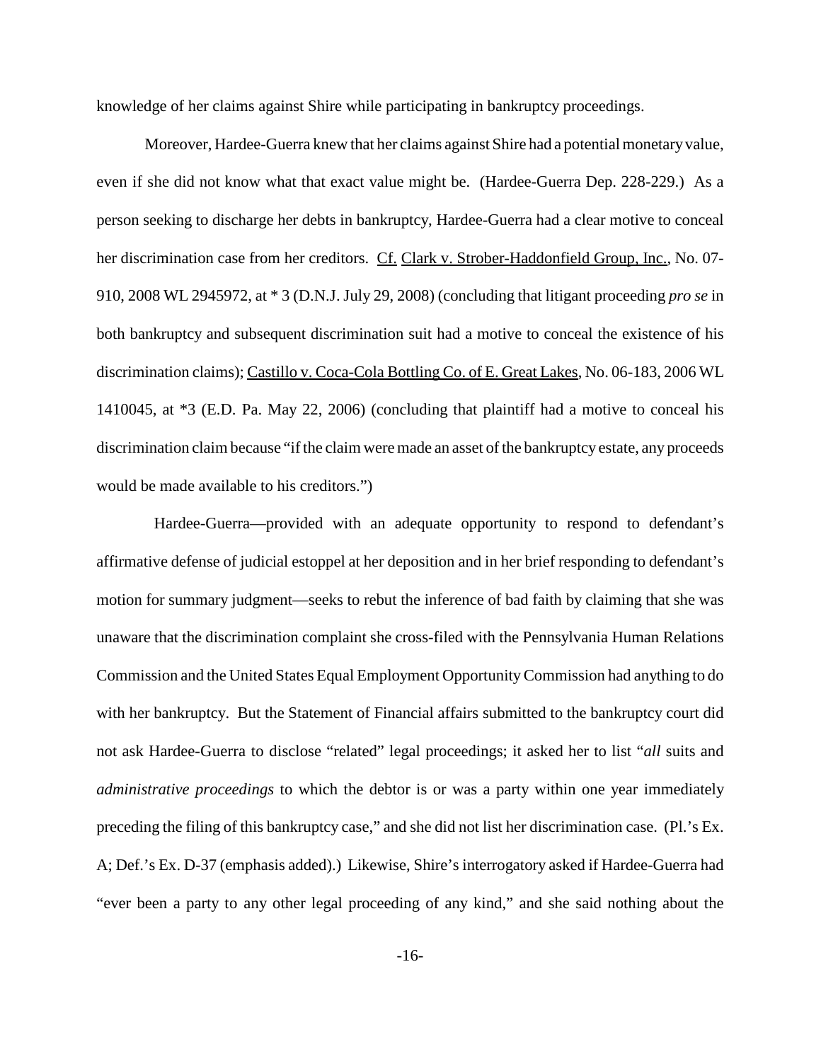knowledge of her claims against Shire while participating in bankruptcy proceedings.

Moreover, Hardee-Guerra knew that her claims against Shire had a potential monetary value, even if she did not know what that exact value might be. (Hardee-Guerra Dep. 228-229.) As a person seeking to discharge her debts in bankruptcy, Hardee-Guerra had a clear motive to conceal her discrimination case from her creditors. Cf. Clark v. Strober-Haddonfield Group, Inc., No. 07-910, 2008 WL 2945972, at * 3 (D.N.J. July 29, 2008) (concluding that litigant proceeding *pro se* in both bankruptcy and subsequent discrimination suit had a motive to conceal the existence of his discrimination claims); Castillo v. Coca-Cola Bottling Co. of E. Great Lakes, No. 06-183, 2006 WL 1410045, at *3 (E.D. Pa. May 22, 2006) (concluding that plaintiff had a motive to conceal his discrimination claim because "if the claim were made an asset of the bankruptcy estate, any proceeds would be made available to his creditors.")

Hardee-Guerra—provided with an adequate opportunity to respond to defendant's affirmative defense of judicial estoppel at her deposition and in her brief responding to defendant's motion for summary judgment—seeks to rebut the inference of bad faith by claiming that she was unaware that the discrimination complaint she cross-filed with the Pennsylvania Human Relations Commission and the United States Equal Employment Opportunity Commission had anything to do with her bankruptcy. But the Statement of Financial affairs submitted to the bankruptcy court did not ask Hardee-Guerra to disclose "related" legal proceedings; it asked her to list "*all* suits and *administrative proceedings* to which the debtor is or was a party within one year immediately preceding the filing of this bankruptcy case," and she did not list her discrimination case. (Pl.'s Ex. A; Def.'s Ex. D-37 (emphasis added).) Likewise, Shire's interrogatory asked if Hardee-Guerra had "ever been a party to any other legal proceeding of any kind," and she said nothing about the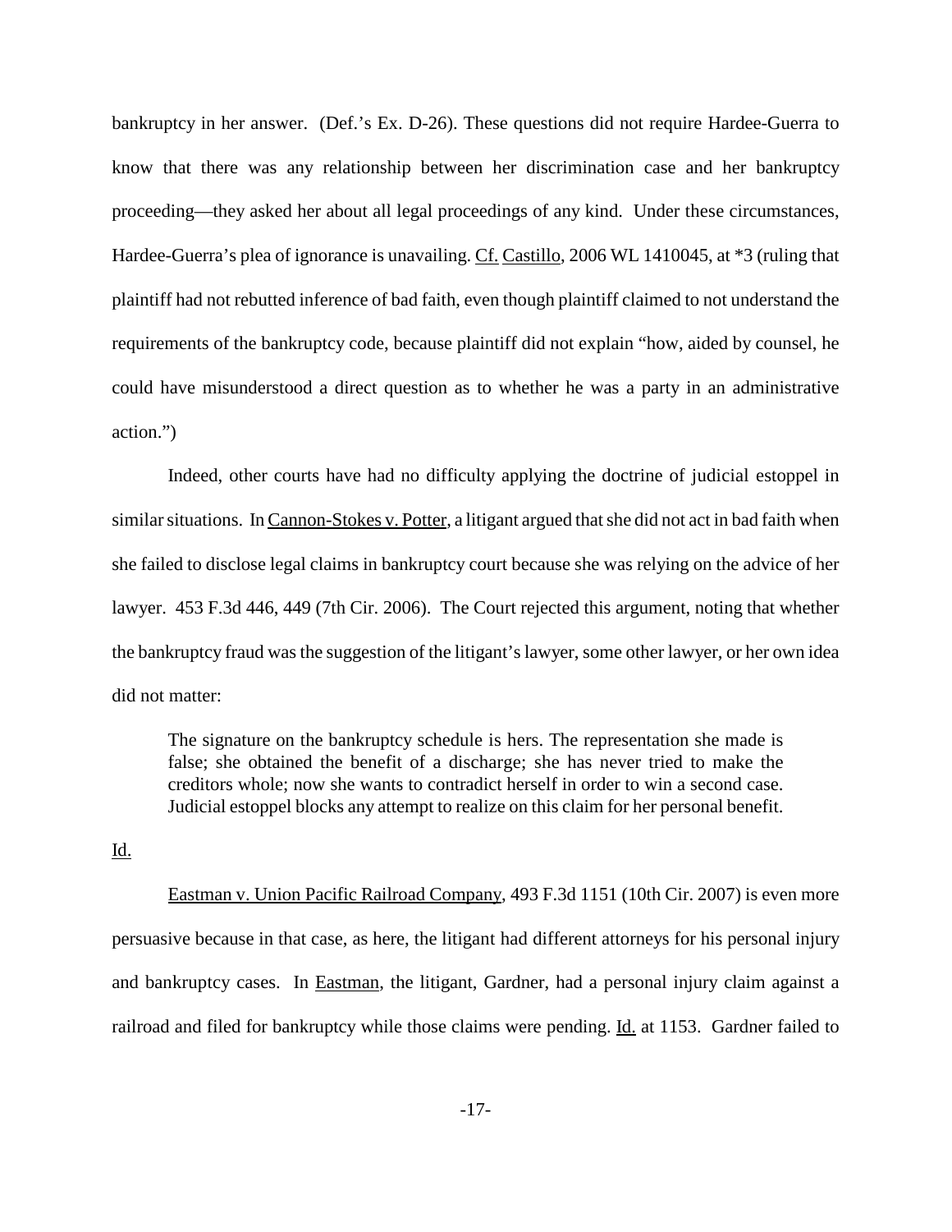bankruptcy in her answer. (Def.'s Ex. D-26). These questions did not require Hardee-Guerra to know that there was any relationship between her discrimination case and her bankruptcy proceeding—they asked her about all legal proceedings of any kind. Under these circumstances, Hardee-Guerra's plea of ignorance is unavailing. Cf. Castillo, 2006 WL 1410045, at *3 (ruling that plaintiff had not rebutted inference of bad faith, even though plaintiff claimed to not understand the requirements of the bankruptcy code, because plaintiff did not explain "how, aided by counsel, he could have misunderstood a direct question as to whether he was a party in an administrative action.")

Indeed, other courts have had no difficulty applying the doctrine of judicial estoppel in similar situations. In Cannon-Stokes v. Potter, a litigant argued that she did not act in bad faith when she failed to disclose legal claims in bankruptcy court because she was relying on the advice of her lawyer. 453 F.3d 446, 449 (7th Cir. 2006). The Court rejected this argument, noting that whether the bankruptcy fraud was the suggestion of the litigant's lawyer, some other lawyer, or her own idea did not matter:

> The signature on the bankruptcy schedule is hers. The representation she made is false; she obtained the benefit of a discharge; she has never tried to make the creditors whole; now she wants to contradict herself in order to win a second case. Judicial estoppel blocks any attempt to realize on this claim for her personal benefit.

Id.

Eastman v. Union Pacific Railroad Company, 493 F.3d 1151 (10th Cir. 2007) is even more persuasive because in that case, as here, the litigant had different attorneys for his personal injury and bankruptcy cases. In Eastman, the litigant, Gardner, had a personal injury claim against a railroad and filed for bankruptcy while those claims were pending. Id. at 1153. Gardner failed to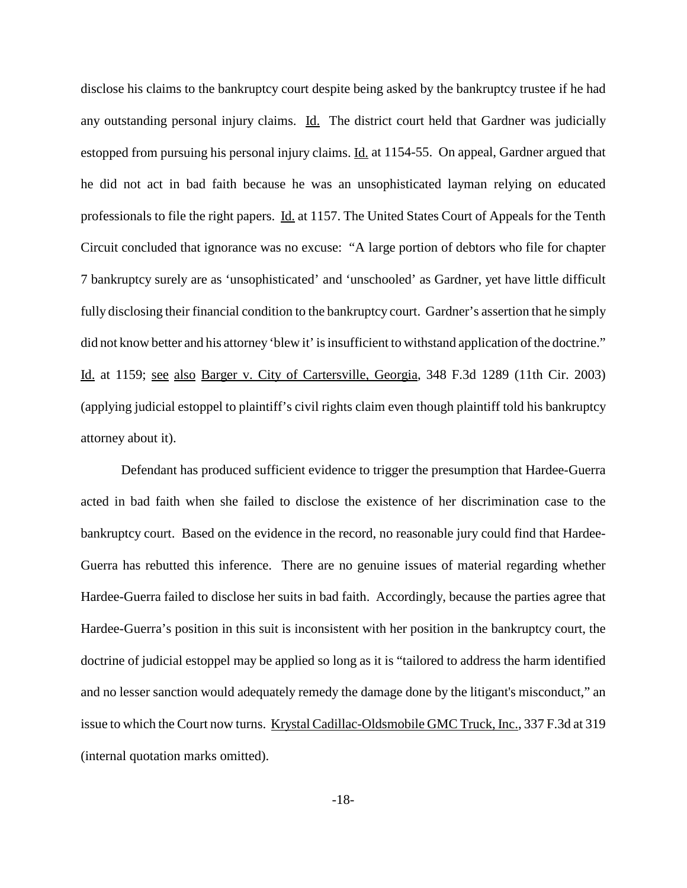disclose his claims to the bankruptcy court despite being asked by the bankruptcy trustee if he had any outstanding personal injury claims. Id. The district court held that Gardner was judicially estopped from pursuing his personal injury claims. Id. at 1154-55. On appeal, Gardner argued that he did not act in bad faith because he was an unsophisticated layman relying on educated professionals to file the right papers. Id. at 1157. The United States Court of Appeals for the Tenth Circuit concluded that ignorance was no excuse: "A large portion of debtors who file for chapter 7 bankruptcy surely are as 'unsophisticated' and 'unschooled' as Gardner, yet have little difficult fully disclosing their financial condition to the bankruptcy court. Gardner's assertion that he simply did not know better and his attorney 'blew it' is insufficient to withstand application of the doctrine." Id. at 1159; see also Barger v. City of Cartersville, Georgia, 348 F.3d 1289 (11th Cir. 2003) (applying judicial estoppel to plaintiff's civil rights claim even though plaintiff told his bankruptcy attorney about it).

Defendant has produced sufficient evidence to trigger the presumption that Hardee-Guerra acted in bad faith when she failed to disclose the existence of her discrimination case to the bankruptcy court. Based on the evidence in the record, no reasonable jury could find that Hardee-Guerra has rebutted this inference. There are no genuine issues of material regarding whether Hardee-Guerra failed to disclose her suits in bad faith. Accordingly, because the parties agree that Hardee-Guerra's position in this suit is inconsistent with her position in the bankruptcy court, the doctrine of judicial estoppel may be applied so long as it is "tailored to address the harm identified and no lesser sanction would adequately remedy the damage done by the litigant's misconduct," an issue to which the Court now turns. Krystal Cadillac-Oldsmobile GMC Truck, Inc., 337 F.3d at 319 (internal quotation marks omitted).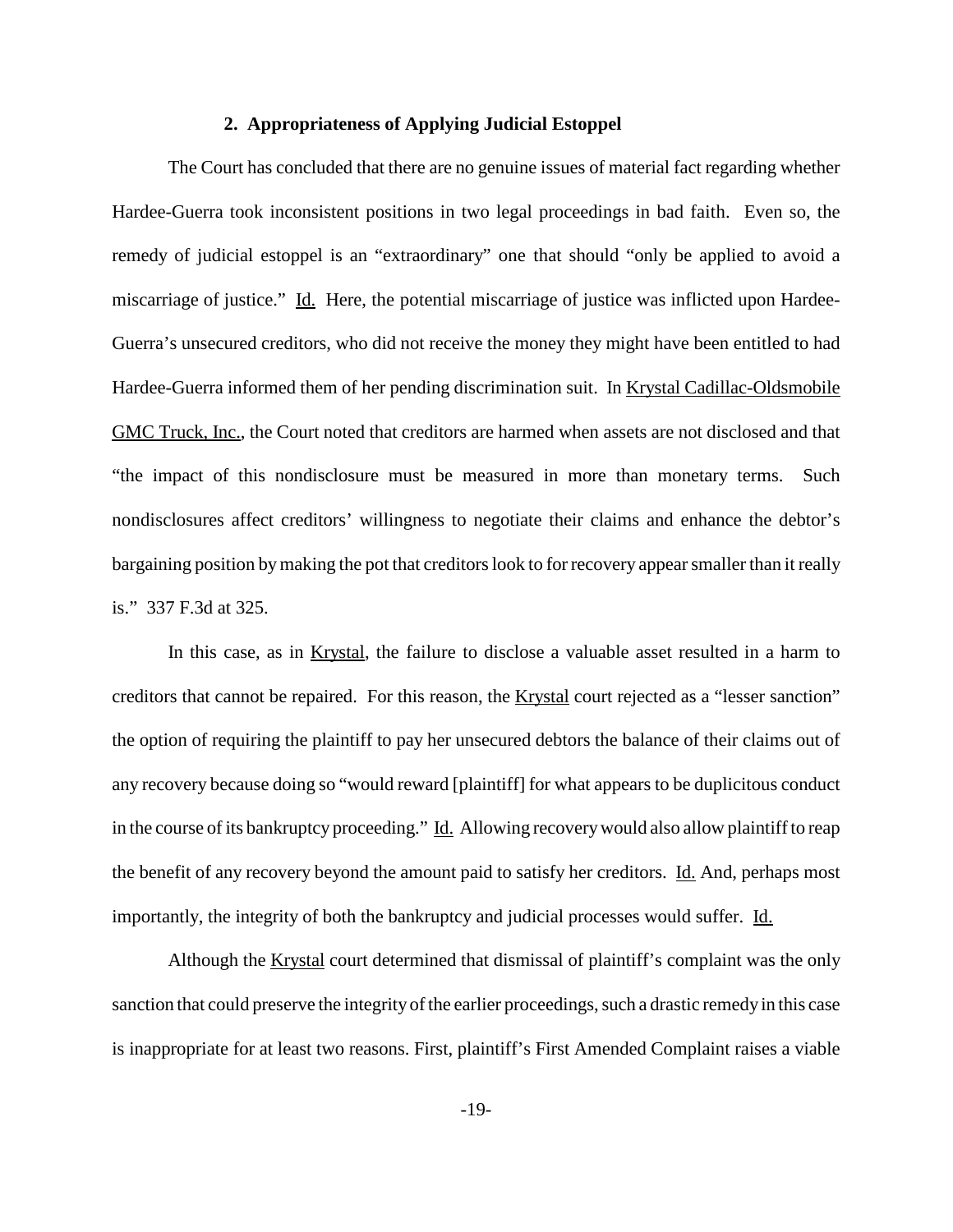### 2. Appropriateness of Applying Judicial Estoppel

The Court has concluded that there are no genuine issues of material fact regarding whether Hardee-Guerra took inconsistent positions in two legal proceedings in bad faith. Even so, the remedy of judicial estoppel is an "extraordinary" one that should "only be applied to avoid a miscarriage of justice." Id. Here, the potential miscarriage of justice was inflicted upon Hardee-Guerra's unsecured creditors, who did not receive the money they might have been entitled to had Hardee-Guerra informed them of her pending discrimination suit. In Krystal Cadillac-Oldsmobile GMC Truck, Inc., the Court noted that creditors are harmed when assets are not disclosed and that "the impact of this nondisclosure must be measured in more than monetary terms. Such nondisclosures affect creditors' willingness to negotiate their claims and enhance the debtor's bargaining position by making the pot that creditors look to for recovery appear smaller than it really is." 337 F.3d at 325.

In this case, as in Krystal, the failure to disclose a valuable asset resulted in a harm to creditors that cannot be repaired. For this reason, the Krystal court rejected as a "lesser sanction" the option of requiring the plaintiff to pay her unsecured debtors the balance of their claims out of any recovery because doing so "would reward [plaintiff] for what appears to be duplicitous conduct in the course of its bankruptcy proceeding." Id. Allowing recovery would also allow plaintiff to reap the benefit of any recovery beyond the amount paid to satisfy her creditors. Id. And, perhaps most importantly, the integrity of both the bankruptcy and judicial processes would suffer. Id.

Although the Krystal court determined that dismissal of plaintiff's complaint was the only sanction that could preserve the integrity of the earlier proceedings, such a drastic remedy in this case is inappropriate for at least two reasons. First, plaintiff's First Amended Complaint raises a viable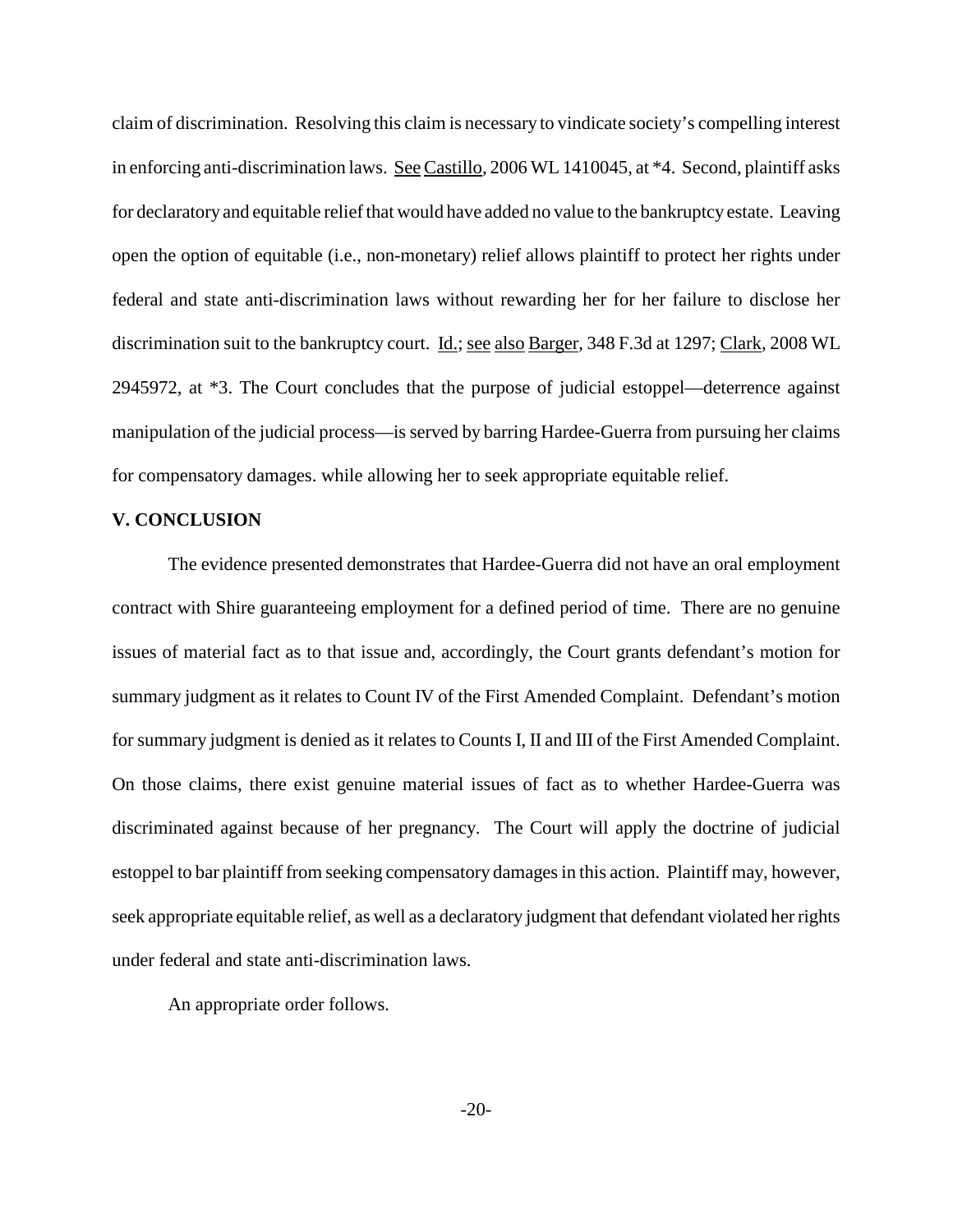claim of discrimination. Resolving this claim is necessary to vindicate society's compelling interest in enforcing anti-discrimination laws. See Castillo, 2006 WL 1410045, at *4. Second, plaintiff asks for declaratory and equitable relief that would have added no value to the bankruptcy estate. Leaving open the option of equitable (i.e., non-monetary) relief allows plaintiff to protect her rights under federal and state anti-discrimination laws without rewarding her for her failure to disclose her discrimination suit to the bankruptcy court. Id.; see also Barger, 348 F.3d at 1297; Clark, 2008 WL 2945972, at *3. The Court concludes that the purpose of judicial estoppel—deterrence against manipulation of the judicial process—is served by barring Hardee-Guerra from pursuing her claims for compensatory damages. while allowing her to seek appropriate equitable relief.

**V. CONCLUSION**

The evidence presented demonstrates that Hardee-Guerra did not have an oral employment contract with Shire guaranteeing employment for a defined period of time. There are no genuine issues of material fact as to that issue and, accordingly, the Court grants defendant's motion for summary judgment as it relates to Count IV of the First Amended Complaint. Defendant's motion for summary judgment is denied as it relates to Counts I, II and III of the First Amended Complaint. On those claims, there exist genuine material issues of fact as to whether Hardee-Guerra was discriminated against because of her pregnancy. The Court will apply the doctrine of judicial estoppel to bar plaintiff from seeking compensatory damages in this action. Plaintiff may, however, seek appropriate equitable relief, as well as a declaratory judgment that defendant violated her rights under federal and state anti-discrimination laws.

An appropriate order follows.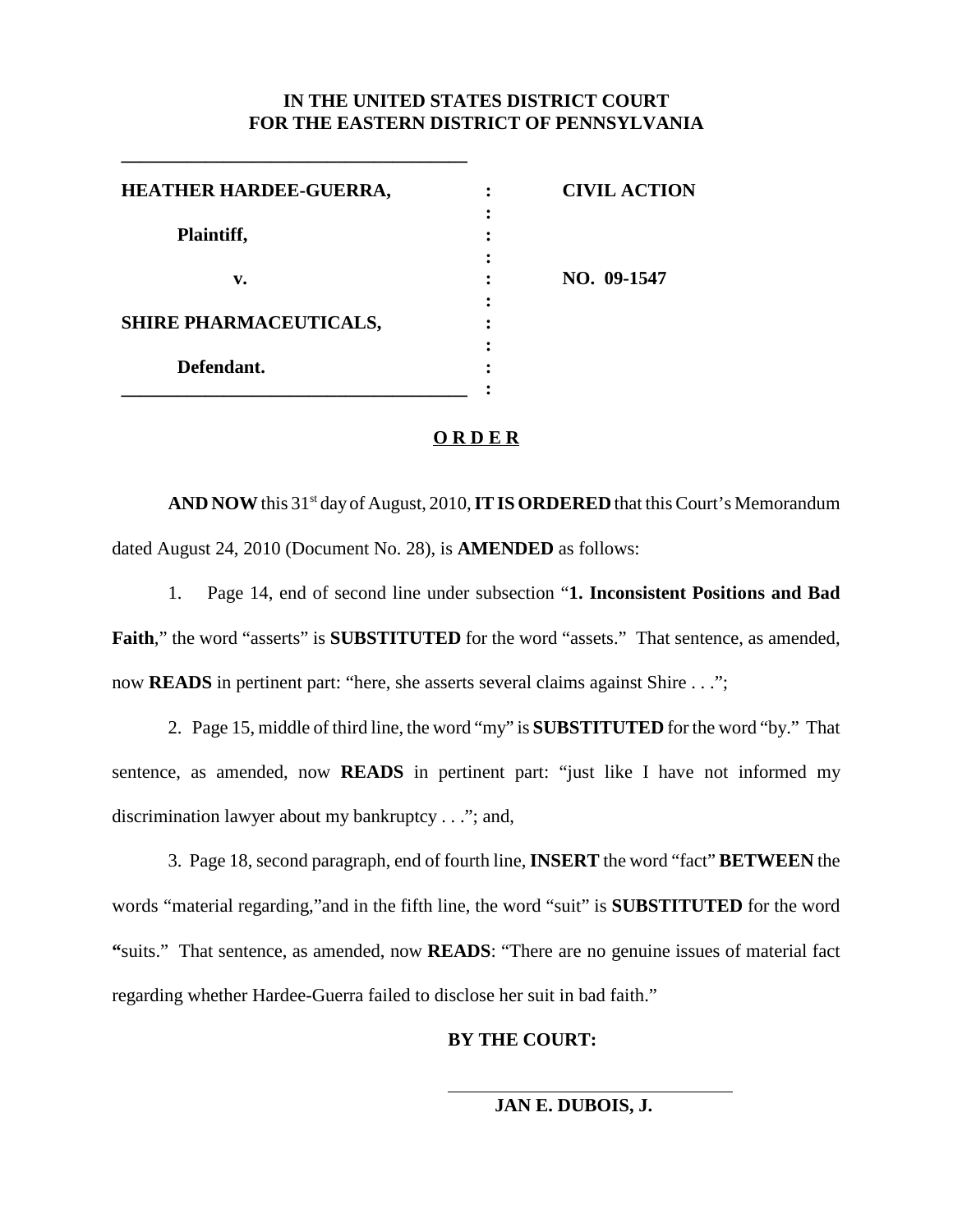**IN THE UNITED STATES DISTRICT COURT**
**FOR THE EASTERN DISTRICT OF PENNSYLVANIA**

| | | |
|---|---|---|
| **HEATHER HARDEE-GUERRA,** | : | **CIVIL ACTION** |
| **Plaintiff,** | : | |
| **v.** | : | **NO. 09-1547** |
| **SHIRE PHARMACEUTICALS,** | : | |
| **Defendant.** | : | |

**O R D E R**

**AND NOW** this 31st day of August, 2010, **IT IS ORDERED** that this Court's Memorandum dated August 24, 2010 (Document No. 28), is **AMENDED** as follows:

1. Page 14, end of second line under subsection "**1. Inconsistent Positions and Bad Faith**," the word "asserts" is **SUBSTITUTED** for the word "assets." That sentence, as amended, now **READS** in pertinent part: "here, she asserts several claims against Shire . . .";

2. Page 15, middle of third line, the word "my" is **SUBSTITUTED** for the word "by." That sentence, as amended, now **READS** in pertinent part: "just like I have not informed my discrimination lawyer about my bankruptcy . . ."; and,

3. Page 18, second paragraph, end of fourth line, **INSERT** the word "fact" **BETWEEN** the words "material regarding,"and in the fifth line, the word "suit" is **SUBSTITUTED** for the word **"**suits." That sentence, as amended, now **READS**: "There are no genuine issues of material fact regarding whether Hardee-Guerra failed to disclose her suit in bad faith."

**BY THE COURT:**

**JAN E. DUBOIS, J.**